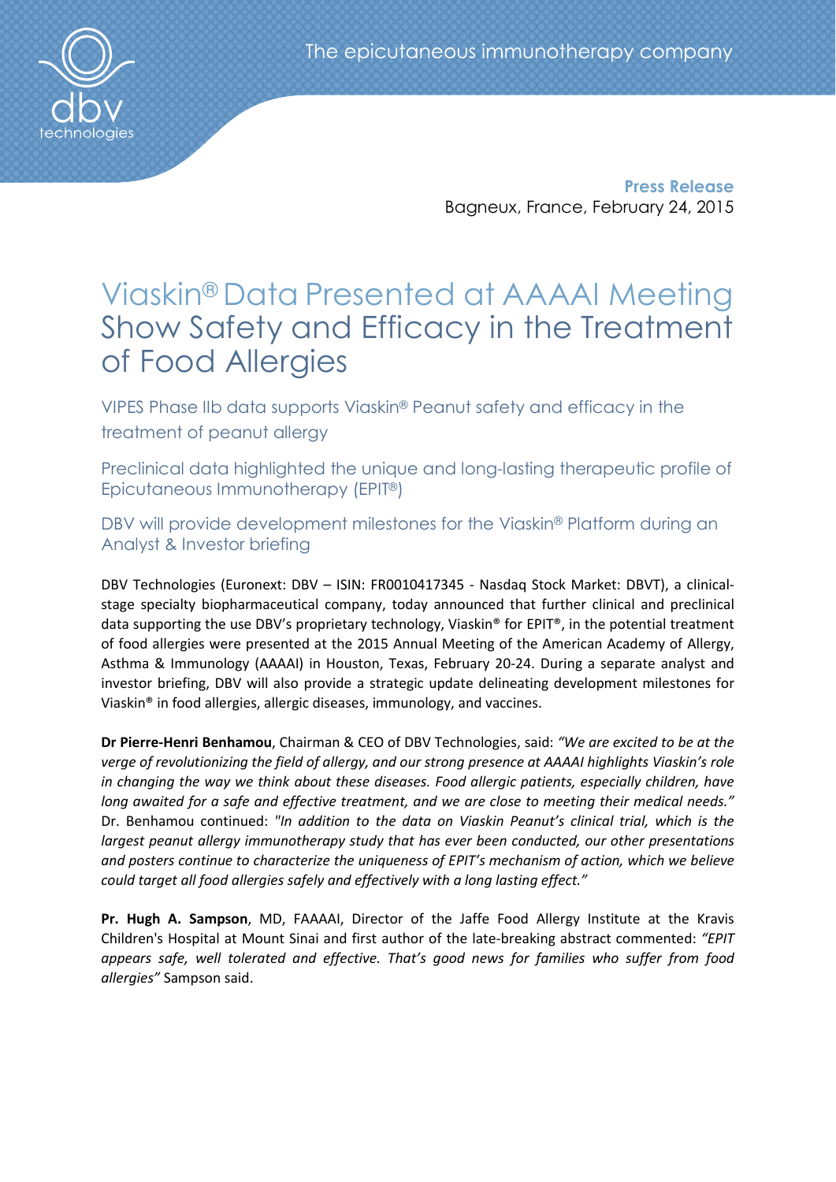**Press Release**
Bagneux, France, February 24, 2015

# Viaskin® Data Presented at AAAAI Meeting Show Safety and Efficacy in the Treatment of Food Allergies

## VIPES Phase IIb data supports Viaskin® Peanut safety and efficacy in the treatment of peanut allergy

## Preclinical data highlighted the unique and long-lasting therapeutic profile of Epicutaneous Immunotherapy (EPIT®)

## DBV will provide development milestones for the Viaskin® Platform during an Analyst & Investor briefing

DBV Technologies (Euronext: DBV – ISIN: FR0010417345 - Nasdaq Stock Market: DBVT), a clinical-stage specialty biopharmaceutical company, today announced that further clinical and preclinical data supporting the use DBV's proprietary technology, Viaskin® for EPIT®, in the potential treatment of food allergies were presented at the 2015 Annual Meeting of the American Academy of Allergy, Asthma & Immunology (AAAAI) in Houston, Texas, February 20-24. During a separate analyst and investor briefing, DBV will also provide a strategic update delineating development milestones for Viaskin® in food allergies, allergic diseases, immunology, and vaccines.

**Dr Pierre-Henri Benhamou**, Chairman & CEO of DBV Technologies, said: *"We are excited to be at the verge of revolutionizing the field of allergy, and our strong presence at AAAAI highlights Viaskin's role in changing the way we think about these diseases. Food allergic patients, especially children, have long awaited for a safe and effective treatment, and we are close to meeting their medical needs."* Dr. Benhamou continued: *"In addition to the data on Viaskin Peanut's clinical trial, which is the largest peanut allergy immunotherapy study that has ever been conducted, our other presentations and posters continue to characterize the uniqueness of EPIT's mechanism of action, which we believe could target all food allergies safely and effectively with a long lasting effect."*

**Pr. Hugh A. Sampson**, MD, FAAAAI, Director of the Jaffe Food Allergy Institute at the Kravis Children's Hospital at Mount Sinai and first author of the late-breaking abstract commented: *"EPIT appears safe, well tolerated and effective. That's good news for families who suffer from food allergies"* Sampson said.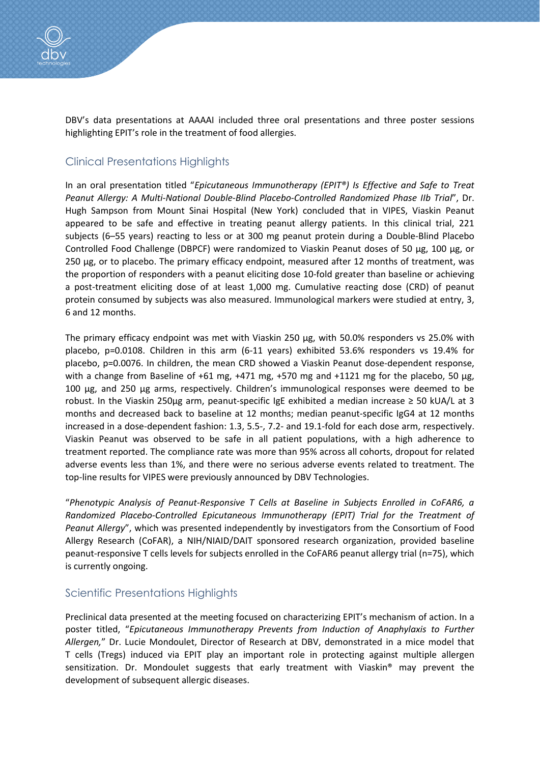DBV's data presentations at AAAAI included three oral presentations and three poster sessions highlighting EPIT's role in the treatment of food allergies.

## Clinical Presentations Highlights

In an oral presentation titled "*Epicutaneous Immunotherapy (EPIT®) Is Effective and Safe to Treat Peanut Allergy: A Multi-National Double-Blind Placebo-Controlled Randomized Phase IIb Trial*", Dr. Hugh Sampson from Mount Sinai Hospital (New York) concluded that in VIPES, Viaskin Peanut appeared to be safe and effective in treating peanut allergy patients. In this clinical trial, 221 subjects (6–55 years) reacting to less or at 300 mg peanut protein during a Double-Blind Placebo Controlled Food Challenge (DBPCF) were randomized to Viaskin Peanut doses of 50 µg, 100 µg, or 250 µg, or to placebo. The primary efficacy endpoint, measured after 12 months of treatment, was the proportion of responders with a peanut eliciting dose 10-fold greater than baseline or achieving a post-treatment eliciting dose of at least 1,000 mg. Cumulative reacting dose (CRD) of peanut protein consumed by subjects was also measured. Immunological markers were studied at entry, 3, 6 and 12 months.

The primary efficacy endpoint was met with Viaskin 250 µg, with 50.0% responders vs 25.0% with placebo, p=0.0108. Children in this arm (6-11 years) exhibited 53.6% responders vs 19.4% for placebo, p=0.0076. In children, the mean CRD showed a Viaskin Peanut dose-dependent response, with a change from Baseline of +61 mg, +471 mg, +570 mg and +1121 mg for the placebo, 50 µg, 100 µg, and 250 µg arms, respectively. Children's immunological responses were deemed to be robust. In the Viaskin 250µg arm, peanut-specific IgE exhibited a median increase ≥ 50 kUA/L at 3 months and decreased back to baseline at 12 months; median peanut-specific IgG4 at 12 months increased in a dose-dependent fashion: 1.3, 5.5-, 7.2- and 19.1-fold for each dose arm, respectively. Viaskin Peanut was observed to be safe in all patient populations, with a high adherence to treatment reported. The compliance rate was more than 95% across all cohorts, dropout for related adverse events less than 1%, and there were no serious adverse events related to treatment. The top-line results for VIPES were previously announced by DBV Technologies.

"*Phenotypic Analysis of Peanut-Responsive T Cells at Baseline in Subjects Enrolled in CoFAR6, a Randomized Placebo-Controlled Epicutaneous Immunotherapy (EPIT) Trial for the Treatment of Peanut Allergy*", which was presented independently by investigators from the Consortium of Food Allergy Research (CoFAR), a NIH/NIAID/DAIT sponsored research organization, provided baseline peanut-responsive T cells levels for subjects enrolled in the CoFAR6 peanut allergy trial (n=75), which is currently ongoing.

## Scientific Presentations Highlights

Preclinical data presented at the meeting focused on characterizing EPIT's mechanism of action. In a poster titled, "*Epicutaneous Immunotherapy Prevents from Induction of Anaphylaxis to Further Allergen,*" Dr. Lucie Mondoulet, Director of Research at DBV, demonstrated in a mice model that T cells (Tregs) induced via EPIT play an important role in protecting against multiple allergen sensitization. Dr. Mondoulet suggests that early treatment with Viaskin® may prevent the development of subsequent allergic diseases.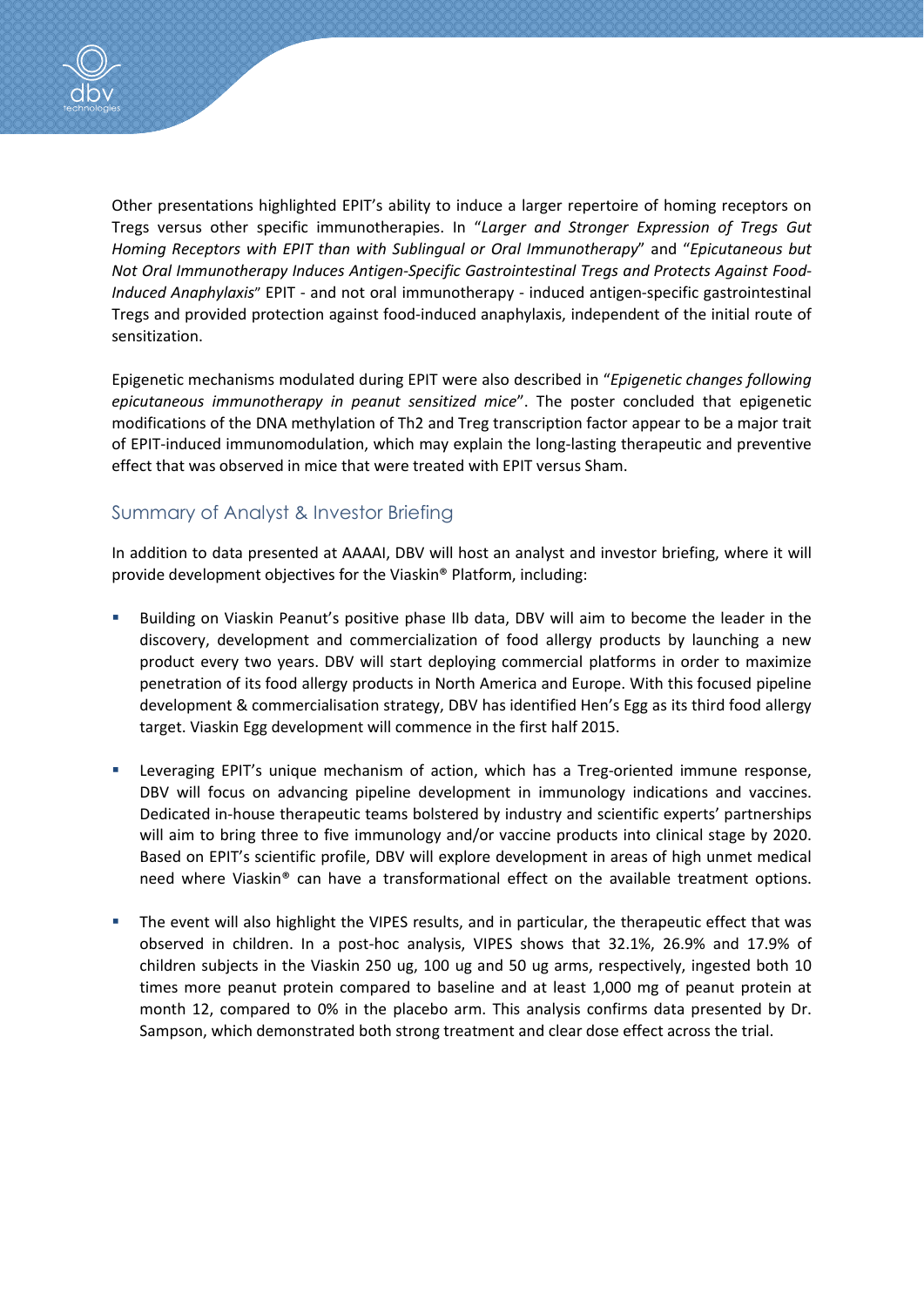Other presentations highlighted EPIT's ability to induce a larger repertoire of homing receptors on Tregs versus other specific immunotherapies. In "*Larger and Stronger Expression of Tregs Gut Homing Receptors with EPIT than with Sublingual or Oral Immunotherapy*" and "*Epicutaneous but Not Oral Immunotherapy Induces Antigen-Specific Gastrointestinal Tregs and Protects Against Food-Induced Anaphylaxis*" EPIT - and not oral immunotherapy - induced antigen-specific gastrointestinal Tregs and provided protection against food-induced anaphylaxis, independent of the initial route of sensitization.

Epigenetic mechanisms modulated during EPIT were also described in "*Epigenetic changes following epicutaneous immunotherapy in peanut sensitized mice*". The poster concluded that epigenetic modifications of the DNA methylation of Th2 and Treg transcription factor appear to be a major trait of EPIT-induced immunomodulation, which may explain the long-lasting therapeutic and preventive effect that was observed in mice that were treated with EPIT versus Sham.

## Summary of Analyst & Investor Briefing

In addition to data presented at AAAAI, DBV will host an analyst and investor briefing, where it will provide development objectives for the Viaskin® Platform, including:

- Building on Viaskin Peanut's positive phase IIb data, DBV will aim to become the leader in the discovery, development and commercialization of food allergy products by launching a new product every two years. DBV will start deploying commercial platforms in order to maximize penetration of its food allergy products in North America and Europe. With this focused pipeline development & commercialisation strategy, DBV has identified Hen's Egg as its third food allergy target. Viaskin Egg development will commence in the first half 2015.

- Leveraging EPIT's unique mechanism of action, which has a Treg-oriented immune response, DBV will focus on advancing pipeline development in immunology indications and vaccines. Dedicated in-house therapeutic teams bolstered by industry and scientific experts' partnerships will aim to bring three to five immunology and/or vaccine products into clinical stage by 2020. Based on EPIT's scientific profile, DBV will explore development in areas of high unmet medical need where Viaskin® can have a transformational effect on the available treatment options.

- The event will also highlight the VIPES results, and in particular, the therapeutic effect that was observed in children. In a post-hoc analysis, VIPES shows that 32.1%, 26.9% and 17.9% of children subjects in the Viaskin 250 ug, 100 ug and 50 ug arms, respectively, ingested both 10 times more peanut protein compared to baseline and at least 1,000 mg of peanut protein at month 12, compared to 0% in the placebo arm. This analysis confirms data presented by Dr. Sampson, which demonstrated both strong treatment and clear dose effect across the trial.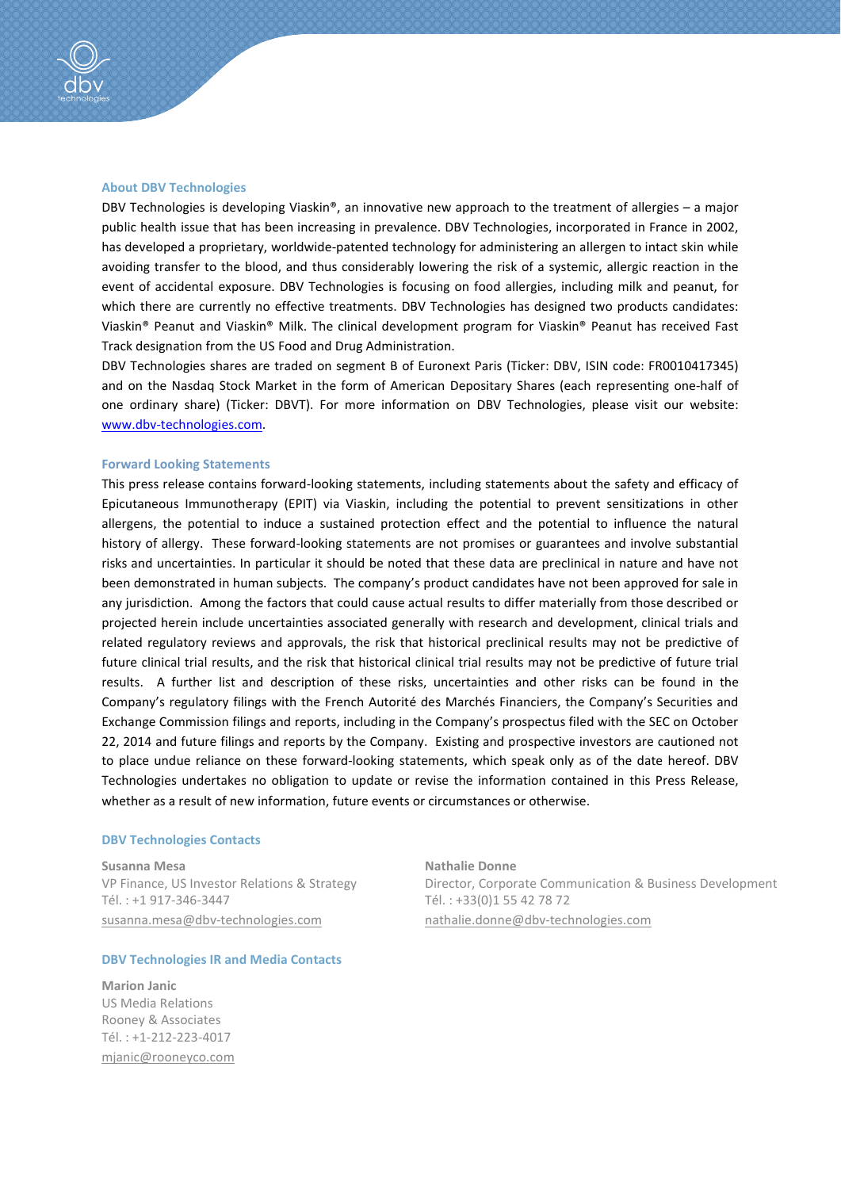## About DBV Technologies

DBV Technologies is developing Viaskin®, an innovative new approach to the treatment of allergies – a major public health issue that has been increasing in prevalence. DBV Technologies, incorporated in France in 2002, has developed a proprietary, worldwide-patented technology for administering an allergen to intact skin while avoiding transfer to the blood, and thus considerably lowering the risk of a systemic, allergic reaction in the event of accidental exposure. DBV Technologies is focusing on food allergies, including milk and peanut, for which there are currently no effective treatments. DBV Technologies has designed two products candidates: Viaskin® Peanut and Viaskin® Milk. The clinical development program for Viaskin® Peanut has received Fast Track designation from the US Food and Drug Administration.

DBV Technologies shares are traded on segment B of Euronext Paris (Ticker: DBV, ISIN code: FR0010417345) and on the Nasdaq Stock Market in the form of American Depositary Shares (each representing one-half of one ordinary share) (Ticker: DBVT). For more information on DBV Technologies, please visit our website: www.dbv-technologies.com.

## Forward Looking Statements

This press release contains forward-looking statements, including statements about the safety and efficacy of Epicutaneous Immunotherapy (EPIT) via Viaskin, including the potential to prevent sensitizations in other allergens, the potential to induce a sustained protection effect and the potential to influence the natural history of allergy. These forward-looking statements are not promises or guarantees and involve substantial risks and uncertainties. In particular it should be noted that these data are preclinical in nature and have not been demonstrated in human subjects. The company's product candidates have not been approved for sale in any jurisdiction. Among the factors that could cause actual results to differ materially from those described or projected herein include uncertainties associated generally with research and development, clinical trials and related regulatory reviews and approvals, the risk that historical preclinical results may not be predictive of future clinical trial results, and the risk that historical clinical trial results may not be predictive of future trial results. A further list and description of these risks, uncertainties and other risks can be found in the Company's regulatory filings with the French Autorité des Marchés Financiers, the Company's Securities and Exchange Commission filings and reports, including in the Company's prospectus filed with the SEC on October 22, 2014 and future filings and reports by the Company. Existing and prospective investors are cautioned not to place undue reliance on these forward-looking statements, which speak only as of the date hereof. DBV Technologies undertakes no obligation to update or revise the information contained in this Press Release, whether as a result of new information, future events or circumstances or otherwise.

## DBV Technologies Contacts

**Susanna Mesa**
VP Finance, US Investor Relations & Strategy
Tél. : +1 917-346-3447
susanna.mesa@dbv-technologies.com

**Nathalie Donne**
Director, Corporate Communication & Business Development
Tél. : +33(0)1 55 42 78 72
nathalie.donne@dbv-technologies.com

## DBV Technologies IR and Media Contacts

**Marion Janic**
US Media Relations
Rooney & Associates
Tél. : +1-212-223-4017
mjanic@rooneyco.com